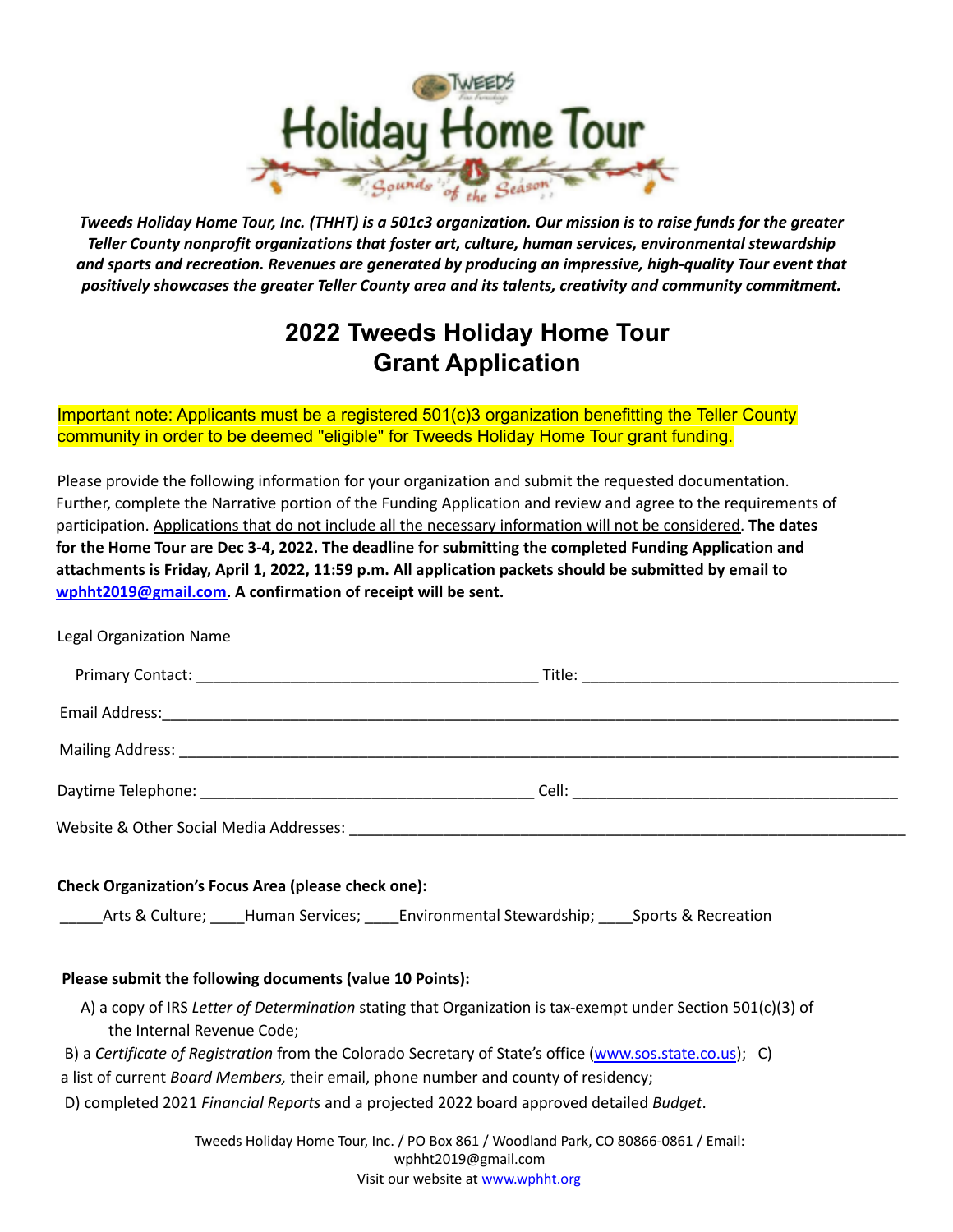Tweeds Holiday Home Tour
Sounds of the Season

***Tweeds Holiday Home Tour, Inc. (THHT) is a 501c3 organization. Our mission is to raise funds for the greater Teller County nonprofit organizations that foster art, culture, human services, environmental stewardship and sports and recreation. Revenues are generated by producing an impressive, high-quality Tour event that positively showcases the greater Teller County area and its talents, creativity and community commitment.***

# 2022 Tweeds Holiday Home Tour
# Grant Application

Important note: Applicants must be a registered 501(c)3 organization benefitting the Teller County community in order to be deemed "eligible" for Tweeds Holiday Home Tour grant funding.

Please provide the following information for your organization and submit the requested documentation. Further, complete the Narrative portion of the Funding Application and review and agree to the requirements of participation. Applications that do not include all the necessary information will not be considered. **The dates for the Home Tour are Dec 3-4, 2022. The deadline for submitting the completed Funding Application and attachments is Friday, April 1, 2022, 11:59 p.m. All application packets should be submitted by email to wphht2019@gmail.com. A confirmation of receipt will be sent.**

Legal Organization Name

Primary Contact: ________________________________________ Title: ____________________________________

Email Address:_____________________________________________________________________________________

Mailing Address: ___________________________________________________________________________________

Daytime Telephone: _______________________________________ Cell: ______________________________________

Website & Other Social Media Addresses: _________________________________________________________________

**Check Organization's Focus Area (please check one):**

_____Arts & Culture; ____Human Services; ____Environmental Stewardship; ____Sports & Recreation

**Please submit the following documents (value 10 Points):**

A) a copy of IRS *Letter of Determination* stating that Organization is tax-exempt under Section 501(c)(3) of the Internal Revenue Code;

B) a *Certificate of Registration* from the Colorado Secretary of State's office (www.sos.state.co.us); C) a list of current *Board Members,* their email, phone number and county of residency;

D) completed 2021 *Financial Reports* and a projected 2022 board approved detailed *Budget*.

Tweeds Holiday Home Tour, Inc. / PO Box 861 / Woodland Park, CO 80866-0861 / Email: wphht2019@gmail.com
Visit our website at www.wphht.org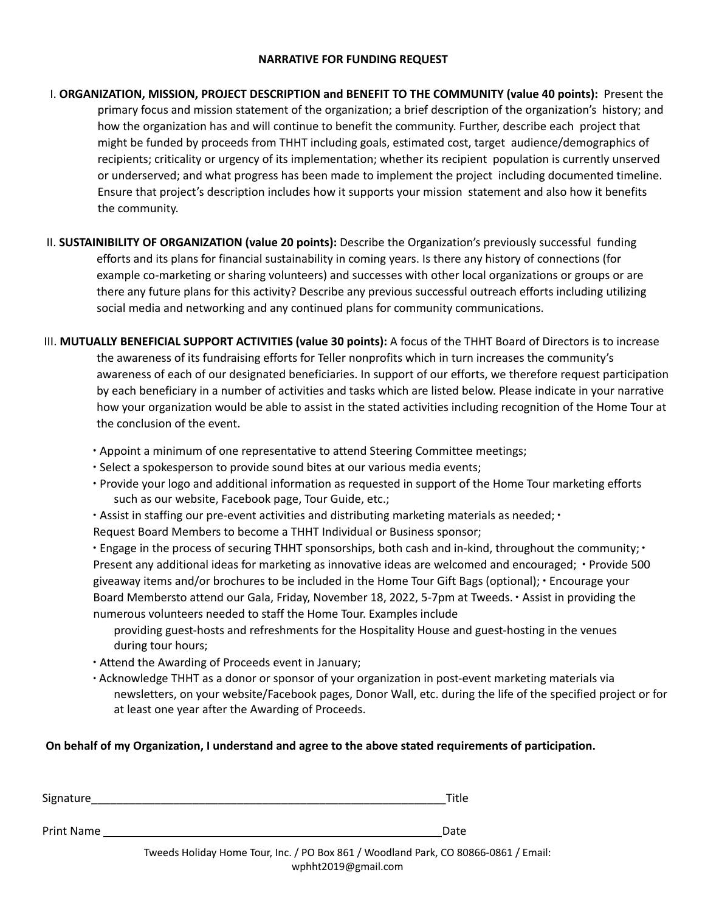## NARRATIVE FOR FUNDING REQUEST

I. **ORGANIZATION, MISSION, PROJECT DESCRIPTION and BENEFIT TO THE COMMUNITY (value 40 points):** Present the primary focus and mission statement of the organization; a brief description of the organization's history; and how the organization has and will continue to benefit the community. Further, describe each project that might be funded by proceeds from THHT including goals, estimated cost, target audience/demographics of recipients; criticality or urgency of its implementation; whether its recipient population is currently unserved or underserved; and what progress has been made to implement the project including documented timeline. Ensure that project's description includes how it supports your mission statement and also how it benefits the community.

II. **SUSTAINIBILITY OF ORGANIZATION (value 20 points):** Describe the Organization's previously successful funding efforts and its plans for financial sustainability in coming years. Is there any history of connections (for example co-marketing or sharing volunteers) and successes with other local organizations or groups or are there any future plans for this activity? Describe any previous successful outreach efforts including utilizing social media and networking and any continued plans for community communications.

III. **MUTUALLY BENEFICIAL SUPPORT ACTIVITIES (value 30 points):** A focus of the THHT Board of Directors is to increase the awareness of its fundraising efforts for Teller nonprofits which in turn increases the community's awareness of each of our designated beneficiaries. In support of our efforts, we therefore request participation by each beneficiary in a number of activities and tasks which are listed below. Please indicate in your narrative how your organization would be able to assist in the stated activities including recognition of the Home Tour at the conclusion of the event.

- Appoint a minimum of one representative to attend Steering Committee meetings;
- Select a spokesperson to provide sound bites at our various media events;
- Provide your logo and additional information as requested in support of the Home Tour marketing efforts such as our website, Facebook page, Tour Guide, etc.;
- Assist in staffing our pre-event activities and distributing marketing materials as needed;
- Request Board Members to become a THHT Individual or Business sponsor;
- Engage in the process of securing THHT sponsorships, both cash and in-kind, throughout the community;
- Present any additional ideas for marketing as innovative ideas are welcomed and encouraged;
- Provide 500 giveaway items and/or brochures to be included in the Home Tour Gift Bags (optional);
- Encourage your Board Membersto attend our Gala, Friday, November 18, 2022, 5-7pm at Tweeds.
- Assist in providing the numerous volunteers needed to staff the Home Tour. Examples include providing guest-hosts and refreshments for the Hospitality House and guest-hosting in the venues during tour hours;
- Attend the Awarding of Proceeds event in January;
- Acknowledge THHT as a donor or sponsor of your organization in post-event marketing materials via newsletters, on your website/Facebook pages, Donor Wall, etc. during the life of the specified project or for at least one year after the Awarding of Proceeds.

**On behalf of my Organization, I understand and agree to the above stated requirements of participation.**

Signature\_\_\_\_\_\_\_\_\_\_\_\_\_\_\_\_\_\_\_\_\_\_\_\_\_\_\_\_\_\_\_\_\_\_\_\_\_\_\_\_\_\_\_\_\_\_\_\_Title

Print Name \_\_\_\_\_\_\_\_\_\_\_\_\_\_\_\_\_\_\_\_\_\_\_\_\_\_\_\_\_\_\_\_\_\_\_\_\_\_\_\_\_\_\_\_\_\_\_\_Date

Tweeds Holiday Home Tour, Inc. / PO Box 861 / Woodland Park, CO 80866-0861 / Email: wphht2019@gmail.com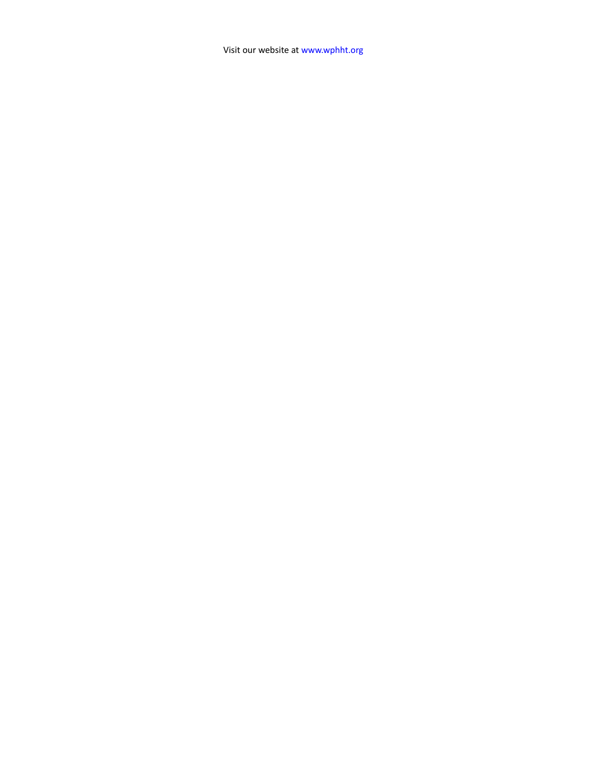Visit our website at www.wphht.org